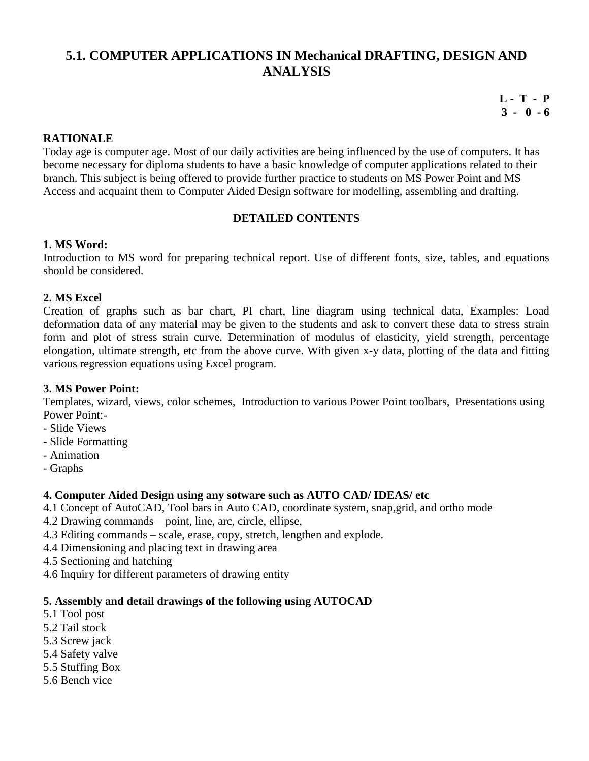# 5.1. COMPUTER APPLICATIONS IN Mechanical DRAFTING, DESIGN AND ANALYSIS

**L - T - P**
**3 - 0 - 6**

**RATIONALE**

Today age is computer age. Most of our daily activities are being influenced by the use of computers. It has become necessary for diploma students to have a basic knowledge of computer applications related to their branch. This subject is being offered to provide further practice to students on MS Power Point and MS Access and acquaint them to Computer Aided Design software for modelling, assembling and drafting.

**DETAILED CONTENTS**

**1. MS Word:**

Introduction to MS word for preparing technical report. Use of different fonts, size, tables, and equations should be considered.

**2. MS Excel**

Creation of graphs such as bar chart, PI chart, line diagram using technical data, Examples: Load deformation data of any material may be given to the students and ask to convert these data to stress strain form and plot of stress strain curve. Determination of modulus of elasticity, yield strength, percentage elongation, ultimate strength, etc from the above curve. With given x-y data, plotting of the data and fitting various regression equations using Excel program.

**3. MS Power Point:**

Templates, wizard, views, color schemes, Introduction to various Power Point toolbars, Presentations using Power Point:-

- Slide Views
- Slide Formatting
- Animation
- Graphs

**4. Computer Aided Design using any sotware such as AUTO CAD/ IDEAS/ etc**

4.1 Concept of AutoCAD, Tool bars in Auto CAD, coordinate system, snap,grid, and ortho mode
4.2 Drawing commands – point, line, arc, circle, ellipse,
4.3 Editing commands – scale, erase, copy, stretch, lengthen and explode.
4.4 Dimensioning and placing text in drawing area
4.5 Sectioning and hatching
4.6 Inquiry for different parameters of drawing entity

**5. Assembly and detail drawings of the following using AUTOCAD**

5.1 Tool post
5.2 Tail stock
5.3 Screw jack
5.4 Safety valve
5.5 Stuffing Box
5.6 Bench vice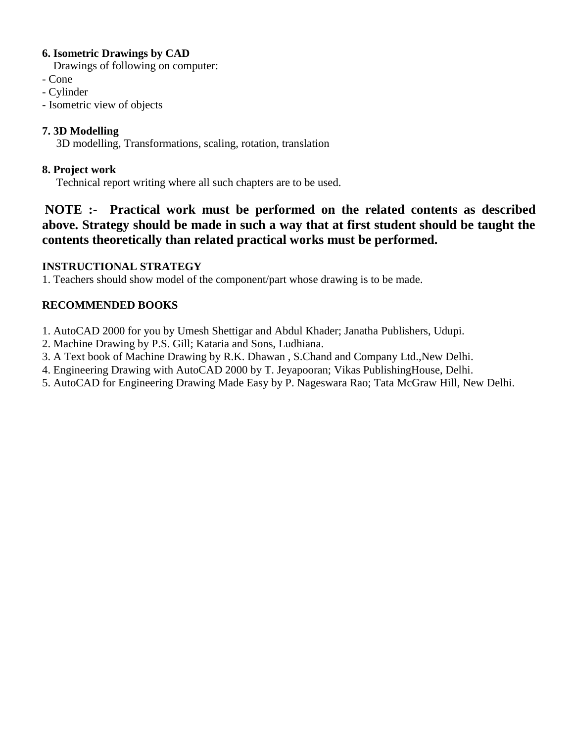**6. Isometric Drawings by CAD**

Drawings of following on computer:

- Cone
- Cylinder
- Isometric view of objects

**7. 3D Modelling**

3D modelling, Transformations, scaling, rotation, translation

**8. Project work**

Technical report writing where all such chapters are to be used.

**NOTE :- Practical work must be performed on the related contents as described above. Strategy should be made in such a way that at first student should be taught the contents theoretically than related practical works must be performed.**

**INSTRUCTIONAL STRATEGY**

1. Teachers should show model of the component/part whose drawing is to be made.

**RECOMMENDED BOOKS**

1. AutoCAD 2000 for you by Umesh Shettigar and Abdul Khader; Janatha Publishers, Udupi.
2. Machine Drawing by P.S. Gill; Kataria and Sons, Ludhiana.
3. A Text book of Machine Drawing by R.K. Dhawan , S.Chand and Company Ltd.,New Delhi.
4. Engineering Drawing with AutoCAD 2000 by T. Jeyapooran; Vikas PublishingHouse, Delhi.
5. AutoCAD for Engineering Drawing Made Easy by P. Nageswara Rao; Tata McGraw Hill, New Delhi.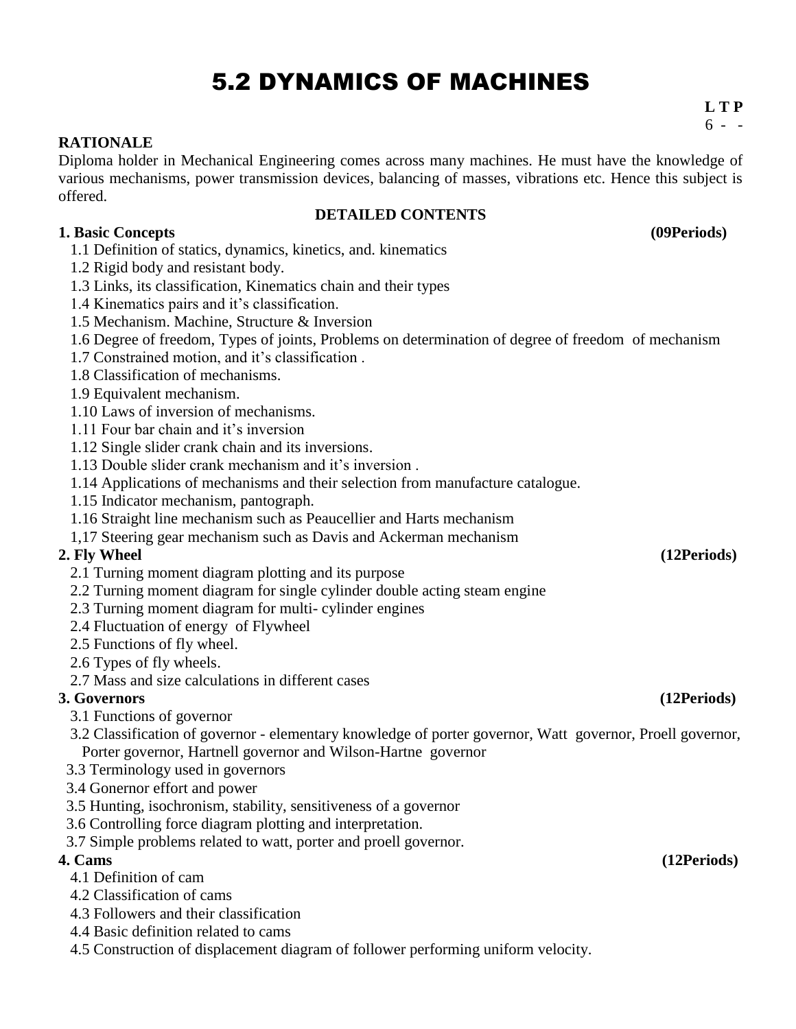# 5.2 DYNAMICS OF MACHINES

**L T P**
6 - -

**RATIONALE**

Diploma holder in Mechanical Engineering comes across many machines. He must have the knowledge of various mechanisms, power transmission devices, balancing of masses, vibrations etc. Hence this subject is offered.

**DETAILED CONTENTS**

**1. Basic Concepts (09Periods)**

1.1 Definition of statics, dynamics, kinetics, and. kinematics
1.2 Rigid body and resistant body.
1.3 Links, its classification, Kinematics chain and their types
1.4 Kinematics pairs and it's classification.
1.5 Mechanism. Machine, Structure & Inversion
1.6 Degree of freedom, Types of joints, Problems on determination of degree of freedom of mechanism
1.7 Constrained motion, and it's classification .
1.8 Classification of mechanisms.
1.9 Equivalent mechanism.
1.10 Laws of inversion of mechanisms.
1.11 Four bar chain and it's inversion
1.12 Single slider crank chain and its inversions.
1.13 Double slider crank mechanism and it's inversion .
1.14 Applications of mechanisms and their selection from manufacture catalogue.
1.15 Indicator mechanism, pantograph.
1.16 Straight line mechanism such as Peaucellier and Harts mechanism
1,17 Steering gear mechanism such as Davis and Ackerman mechanism

**2. Fly Wheel (12Periods)**

2.1 Turning moment diagram plotting and its purpose
2.2 Turning moment diagram for single cylinder double acting steam engine
2.3 Turning moment diagram for multi- cylinder engines
2.4 Fluctuation of energy of Flywheel
2.5 Functions of fly wheel.
2.6 Types of fly wheels.
2.7 Mass and size calculations in different cases

**3. Governors (12Periods)**

3.1 Functions of governor
3.2 Classification of governor - elementary knowledge of porter governor, Watt governor, Proell governor, Porter governor, Hartnell governor and Wilson-Hartne governor
3.3 Terminology used in governors
3.4 Gonernor effort and power
3.5 Hunting, isochronism, stability, sensitiveness of a governor
3.6 Controlling force diagram plotting and interpretation.
3.7 Simple problems related to watt, porter and proell governor.

**4. Cams (12Periods)**

4.1 Definition of cam
4.2 Classification of cams
4.3 Followers and their classification
4.4 Basic definition related to cams
4.5 Construction of displacement diagram of follower performing uniform velocity.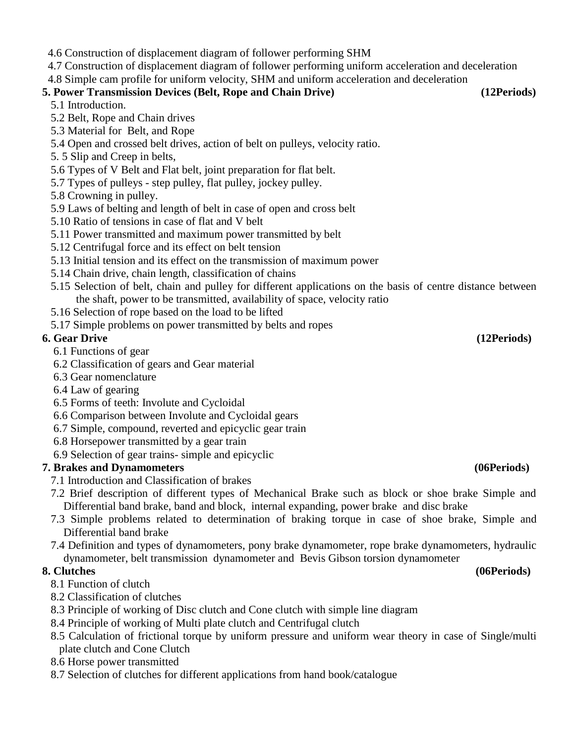4.6 Construction of displacement diagram of follower performing SHM

4.7 Construction of displacement diagram of follower performing uniform acceleration and deceleration

4.8 Simple cam profile for uniform velocity, SHM and uniform acceleration and deceleration

**5. Power Transmission Devices (Belt, Rope and Chain Drive) (12Periods)**

5.1 Introduction.

5.2 Belt, Rope and Chain drives

5.3 Material for Belt, and Rope

5.4 Open and crossed belt drives, action of belt on pulleys, velocity ratio.

5. 5 Slip and Creep in belts,

5.6 Types of V Belt and Flat belt, joint preparation for flat belt.

5.7 Types of pulleys - step pulley, flat pulley, jockey pulley.

5.8 Crowning in pulley.

5.9 Laws of belting and length of belt in case of open and cross belt

5.10 Ratio of tensions in case of flat and V belt

5.11 Power transmitted and maximum power transmitted by belt

5.12 Centrifugal force and its effect on belt tension

5.13 Initial tension and its effect on the transmission of maximum power

5.14 Chain drive, chain length, classification of chains

5.15 Selection of belt, chain and pulley for different applications on the basis of centre distance between the shaft, power to be transmitted, availability of space, velocity ratio

5.16 Selection of rope based on the load to be lifted

5.17 Simple problems on power transmitted by belts and ropes

**6. Gear Drive (12Periods)**

6.1 Functions of gear

6.2 Classification of gears and Gear material

6.3 Gear nomenclature

6.4 Law of gearing

6.5 Forms of teeth: Involute and Cycloidal

6.6 Comparison between Involute and Cycloidal gears

6.7 Simple, compound, reverted and epicyclic gear train

6.8 Horsepower transmitted by a gear train

6.9 Selection of gear trains- simple and epicyclic

**7. Brakes and Dynamometers (06Periods)**

7.1 Introduction and Classification of brakes

7.2 Brief description of different types of Mechanical Brake such as block or shoe brake Simple and Differential band brake, band and block, internal expanding, power brake and disc brake

7.3 Simple problems related to determination of braking torque in case of shoe brake, Simple and Differential band brake

7.4 Definition and types of dynamometers, pony brake dynamometer, rope brake dynamometers, hydraulic dynamometer, belt transmission dynamometer and Bevis Gibson torsion dynamometer

**8. Clutches (06Periods)**

8.1 Function of clutch

8.2 Classification of clutches

8.3 Principle of working of Disc clutch and Cone clutch with simple line diagram

8.4 Principle of working of Multi plate clutch and Centrifugal clutch

8.5 Calculation of frictional torque by uniform pressure and uniform wear theory in case of Single/multi plate clutch and Cone Clutch

8.6 Horse power transmitted

8.7 Selection of clutches for different applications from hand book/catalogue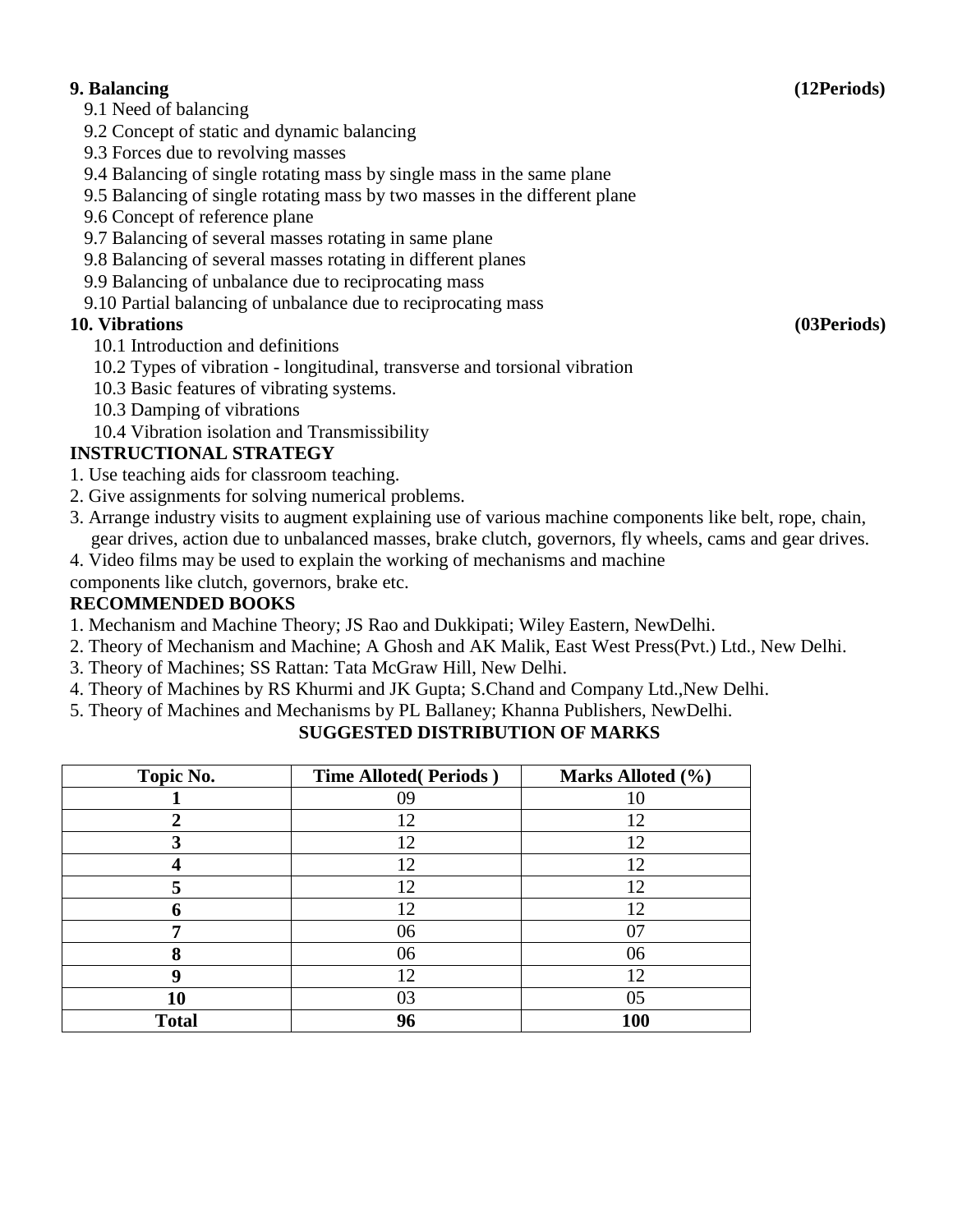**9. Balancing** **(12Periods)**

9.1 Need of balancing
9.2 Concept of static and dynamic balancing
9.3 Forces due to revolving masses
9.4 Balancing of single rotating mass by single mass in the same plane
9.5 Balancing of single rotating mass by two masses in the different plane
9.6 Concept of reference plane
9.7 Balancing of several masses rotating in same plane
9.8 Balancing of several masses rotating in different planes
9.9 Balancing of unbalance due to reciprocating mass
9.10 Partial balancing of unbalance due to reciprocating mass

**10. Vibrations** **(03Periods)**

10.1 Introduction and definitions
10.2 Types of vibration - longitudinal, transverse and torsional vibration
10.3 Basic features of vibrating systems.
10.3 Damping of vibrations
10.4 Vibration isolation and Transmissibility

**INSTRUCTIONAL STRATEGY**

1. Use teaching aids for classroom teaching.
2. Give assignments for solving numerical problems.
3. Arrange industry visits to augment explaining use of various machine components like belt, rope, chain, gear drives, action due to unbalanced masses, brake clutch, governors, fly wheels, cams and gear drives.
4. Video films may be used to explain the working of mechanisms and machine components like clutch, governors, brake etc.

**RECOMMENDED BOOKS**

1. Mechanism and Machine Theory; JS Rao and Dukkipati; Wiley Eastern, NewDelhi.
2. Theory of Mechanism and Machine; A Ghosh and AK Malik, East West Press(Pvt.) Ltd., New Delhi.
3. Theory of Machines; SS Rattan: Tata McGraw Hill, New Delhi.
4. Theory of Machines by RS Khurmi and JK Gupta; S.Chand and Company Ltd.,New Delhi.
5. Theory of Machines and Mechanisms by PL Ballaney; Khanna Publishers, NewDelhi.

**SUGGESTED DISTRIBUTION OF MARKS**

| Topic No. | Time Alloted( Periods ) | Marks Alloted (%) |
|---|---|---|
| **1** | 09 | 10 |
| **2** | 12 | 12 |
| **3** | 12 | 12 |
| **4** | 12 | 12 |
| **5** | 12 | 12 |
| **6** | 12 | 12 |
| **7** | 06 | 07 |
| **8** | 06 | 06 |
| **9** | 12 | 12 |
| **10** | 03 | 05 |
| **Total** | **96** | **100** |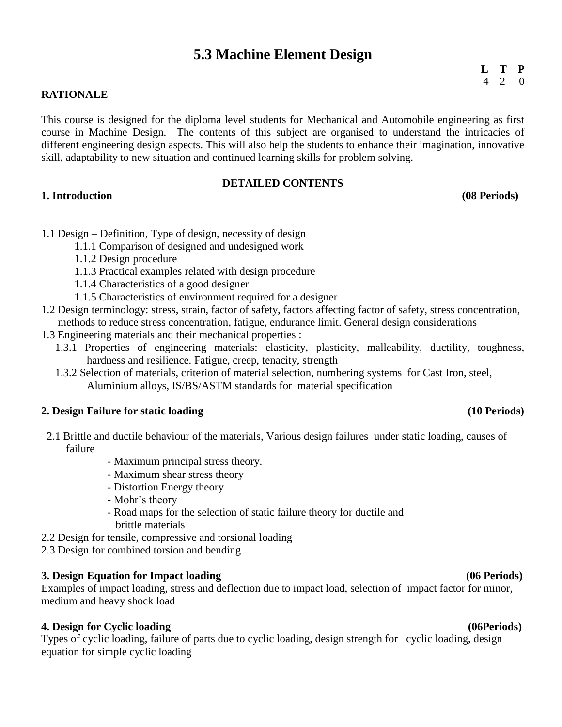# 5.3 Machine Element Design

| L | T | P |
|---|---|---|
| 4 | 2 | 0 |

**RATIONALE**

This course is designed for the diploma level students for Mechanical and Automobile engineering as first course in Machine Design. The contents of this subject are organised to understand the intricacies of different engineering design aspects. This will also help the students to enhance their imagination, innovative skill, adaptability to new situation and continued learning skills for problem solving.

**DETAILED CONTENTS**

**1. Introduction (08 Periods)**

1.1 Design – Definition, Type of design, necessity of design
- 1.1.1 Comparison of designed and undesigned work
- 1.1.2 Design procedure
- 1.1.3 Practical examples related with design procedure
- 1.1.4 Characteristics of a good designer
- 1.1.5 Characteristics of environment required for a designer

1.2 Design terminology: stress, strain, factor of safety, factors affecting factor of safety, stress concentration, methods to reduce stress concentration, fatigue, endurance limit. General design considerations

1.3 Engineering materials and their mechanical properties :
- 1.3.1 Properties of engineering materials: elasticity, plasticity, malleability, ductility, toughness, hardness and resilience. Fatigue, creep, tenacity, strength
- 1.3.2 Selection of materials, criterion of material selection, numbering systems for Cast Iron, steel, Aluminium alloys, IS/BS/ASTM standards for material specification

**2. Design Failure for static loading (10 Periods)**

2.1 Brittle and ductile behaviour of the materials, Various design failures under static loading, causes of failure
- Maximum principal stress theory.
- Maximum shear stress theory
- Distortion Energy theory
- Mohr's theory
- Road maps for the selection of static failure theory for ductile and brittle materials

2.2 Design for tensile, compressive and torsional loading

2.3 Design for combined torsion and bending

**3. Design Equation for Impact loading (06 Periods)**

Examples of impact loading, stress and deflection due to impact load, selection of impact factor for minor, medium and heavy shock load

**4. Design for Cyclic loading (06Periods)**

Types of cyclic loading, failure of parts due to cyclic loading, design strength for cyclic loading, design equation for simple cyclic loading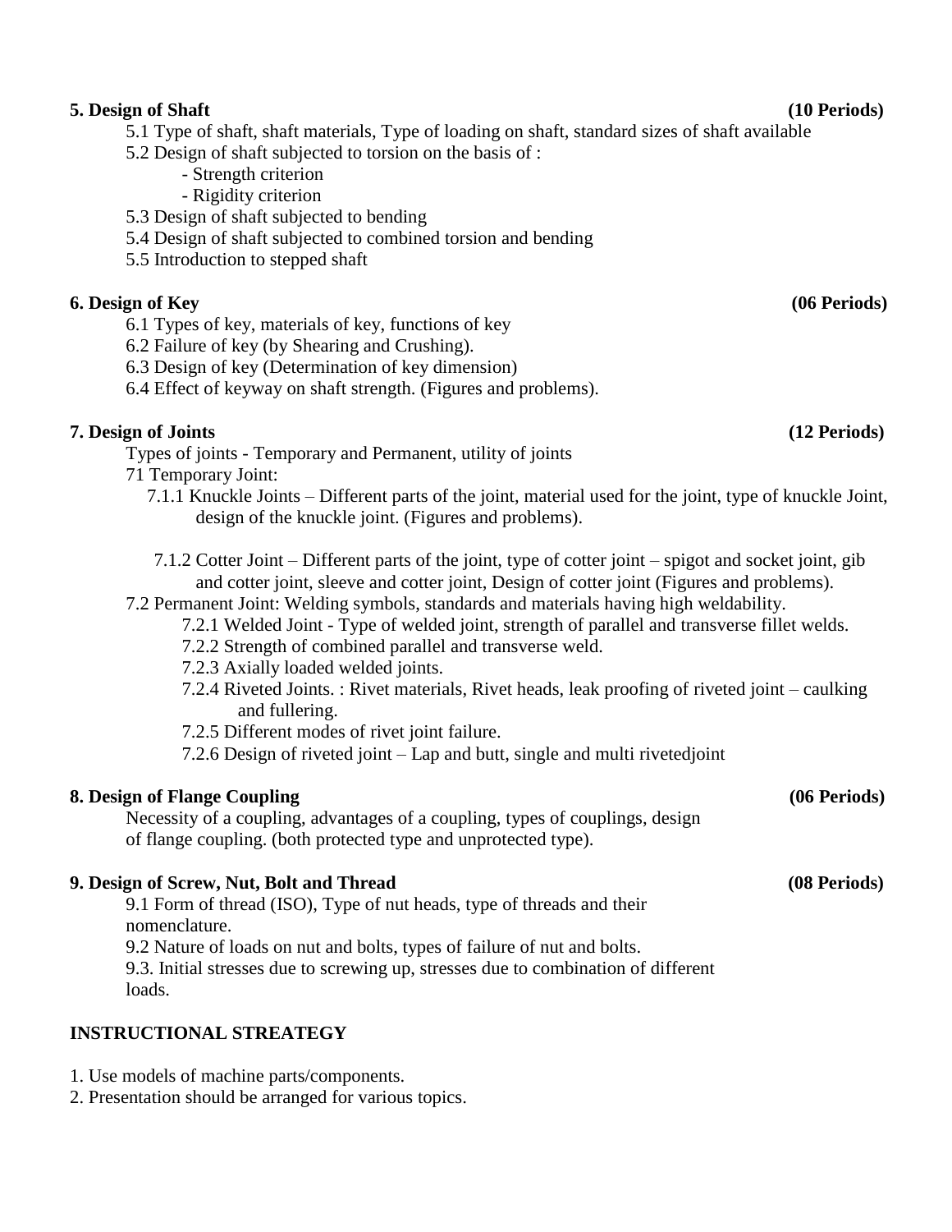**5. Design of Shaft** **(10 Periods)**

5.1 Type of shaft, shaft materials, Type of loading on shaft, standard sizes of shaft available

5.2 Design of shaft subjected to torsion on the basis of :

- Strength criterion
- Rigidity criterion

5.3 Design of shaft subjected to bending

5.4 Design of shaft subjected to combined torsion and bending

5.5 Introduction to stepped shaft

**6. Design of Key** **(06 Periods)**

6.1 Types of key, materials of key, functions of key

6.2 Failure of key (by Shearing and Crushing).

6.3 Design of key (Determination of key dimension)

6.4 Effect of keyway on shaft strength. (Figures and problems).

**7. Design of Joints** **(12 Periods)**

Types of joints - Temporary and Permanent, utility of joints

71 Temporary Joint:

7.1.1 Knuckle Joints – Different parts of the joint, material used for the joint, type of knuckle Joint, design of the knuckle joint. (Figures and problems).

7.1.2 Cotter Joint – Different parts of the joint, type of cotter joint – spigot and socket joint, gib and cotter joint, sleeve and cotter joint, Design of cotter joint (Figures and problems).

7.2 Permanent Joint: Welding symbols, standards and materials having high weldability.

7.2.1 Welded Joint - Type of welded joint, strength of parallel and transverse fillet welds.

7.2.2 Strength of combined parallel and transverse weld.

7.2.3 Axially loaded welded joints.

7.2.4 Riveted Joints. : Rivet materials, Rivet heads, leak proofing of riveted joint – caulking and fullering.

7.2.5 Different modes of rivet joint failure.

7.2.6 Design of riveted joint – Lap and butt, single and multi rivetedjoint

**8. Design of Flange Coupling** **(06 Periods)**

Necessity of a coupling, advantages of a coupling, types of couplings, design of flange coupling. (both protected type and unprotected type).

**9. Design of Screw, Nut, Bolt and Thread** **(08 Periods)**

9.1 Form of thread (ISO), Type of nut heads, type of threads and their nomenclature.

9.2 Nature of loads on nut and bolts, types of failure of nut and bolts.

9.3. Initial stresses due to screwing up, stresses due to combination of different loads.

**INSTRUCTIONAL STREATEGY**

1. Use models of machine parts/components.
2. Presentation should be arranged for various topics.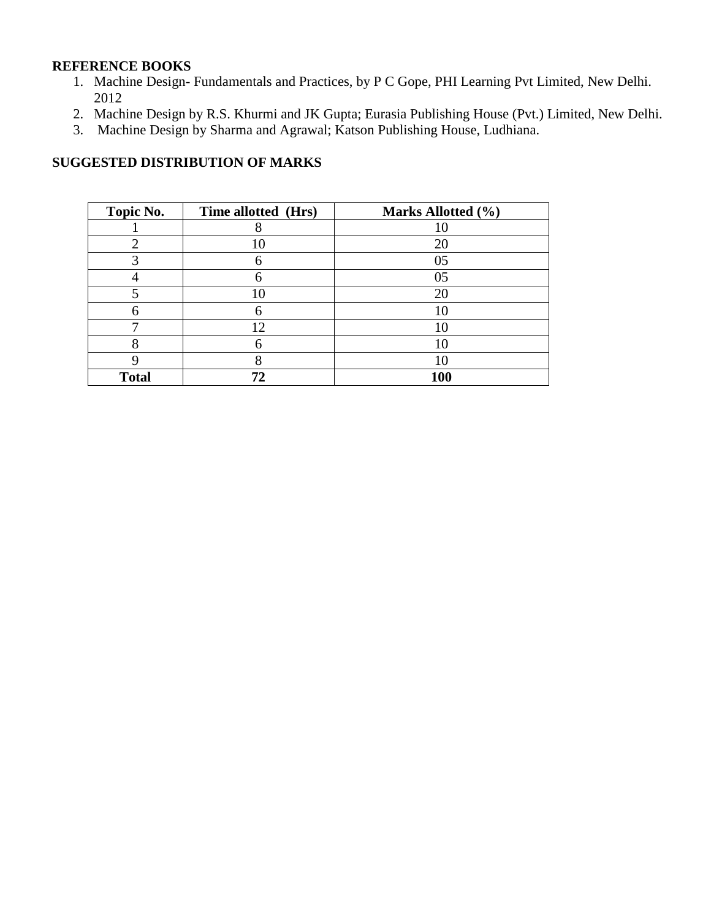**REFERENCE BOOKS**

1. Machine Design- Fundamentals and Practices, by P C Gope, PHI Learning Pvt Limited, New Delhi. 2012
2. Machine Design by R.S. Khurmi and JK Gupta; Eurasia Publishing House (Pvt.) Limited, New Delhi.
3. Machine Design by Sharma and Agrawal; Katson Publishing House, Ludhiana.

**SUGGESTED DISTRIBUTION OF MARKS**

| Topic No. | Time allotted (Hrs) | Marks Allotted (%) |
|---|---|---|
| 1 | 8 | 10 |
| 2 | 10 | 20 |
| 3 | 6 | 05 |
| 4 | 6 | 05 |
| 5 | 10 | 20 |
| 6 | 6 | 10 |
| 7 | 12 | 10 |
| 8 | 6 | 10 |
| 9 | 8 | 10 |
| **Total** | **72** | **100** |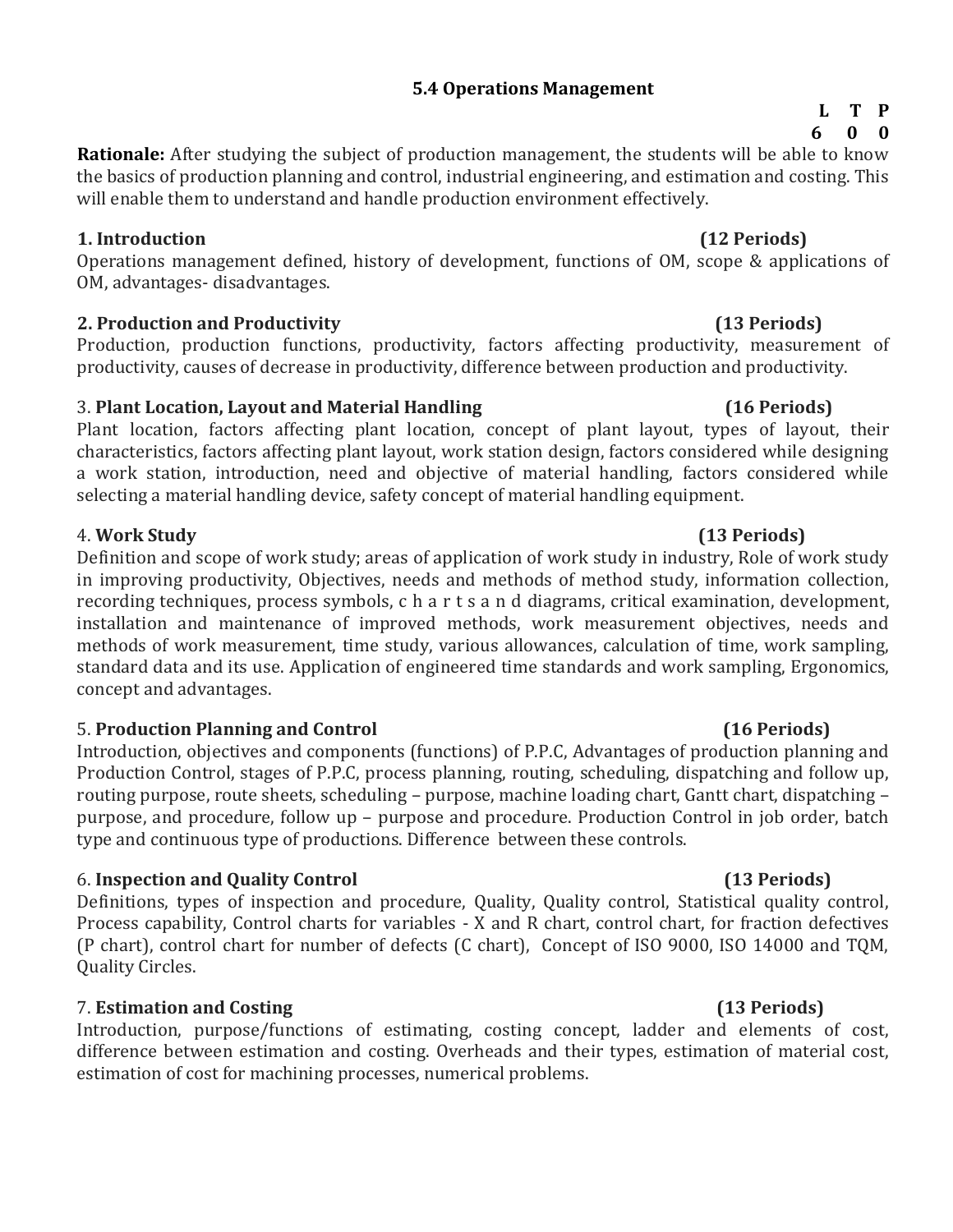## 5.4 Operations Management

| L | T | P |
|---|---|---|
| 6 | 0 | 0 |

**Rationale:** After studying the subject of production management, the students will be able to know the basics of production planning and control, industrial engineering, and estimation and costing. This will enable them to understand and handle production environment effectively.

### 1. Introduction (12 Periods)

Operations management defined, history of development, functions of OM, scope & applications of OM, advantages- disadvantages.

### 2. Production and Productivity (13 Periods)

Production, production functions, productivity, factors affecting productivity, measurement of productivity, causes of decrease in productivity, difference between production and productivity.

### 3. Plant Location, Layout and Material Handling (16 Periods)

Plant location, factors affecting plant location, concept of plant layout, types of layout, their characteristics, factors affecting plant layout, work station design, factors considered while designing a work station, introduction, need and objective of material handling, factors considered while selecting a material handling device, safety concept of material handling equipment.

### 4. Work Study (13 Periods)

Definition and scope of work study; areas of application of work study in industry, Role of work study in improving productivity, Objectives, needs and methods of method study, information collection, recording techniques, process symbols, charts and diagrams, critical examination, development, installation and maintenance of improved methods, work measurement objectives, needs and methods of work measurement, time study, various allowances, calculation of time, work sampling, standard data and its use. Application of engineered time standards and work sampling, Ergonomics, concept and advantages.

### 5. Production Planning and Control (16 Periods)

Introduction, objectives and components (functions) of P.P.C, Advantages of production planning and Production Control, stages of P.P.C, process planning, routing, scheduling, dispatching and follow up, routing purpose, route sheets, scheduling – purpose, machine loading chart, Gantt chart, dispatching – purpose, and procedure, follow up – purpose and procedure. Production Control in job order, batch type and continuous type of productions. Difference between these controls.

### 6. Inspection and Quality Control (13 Periods)

Definitions, types of inspection and procedure, Quality, Quality control, Statistical quality control, Process capability, Control charts for variables - X and R chart, control chart, for fraction defectives (P chart), control chart for number of defects (C chart), Concept of ISO 9000, ISO 14000 and TQM, Quality Circles.

### 7. Estimation and Costing (13 Periods)

Introduction, purpose/functions of estimating, costing concept, ladder and elements of cost, difference between estimation and costing. Overheads and their types, estimation of material cost, estimation of cost for machining processes, numerical problems.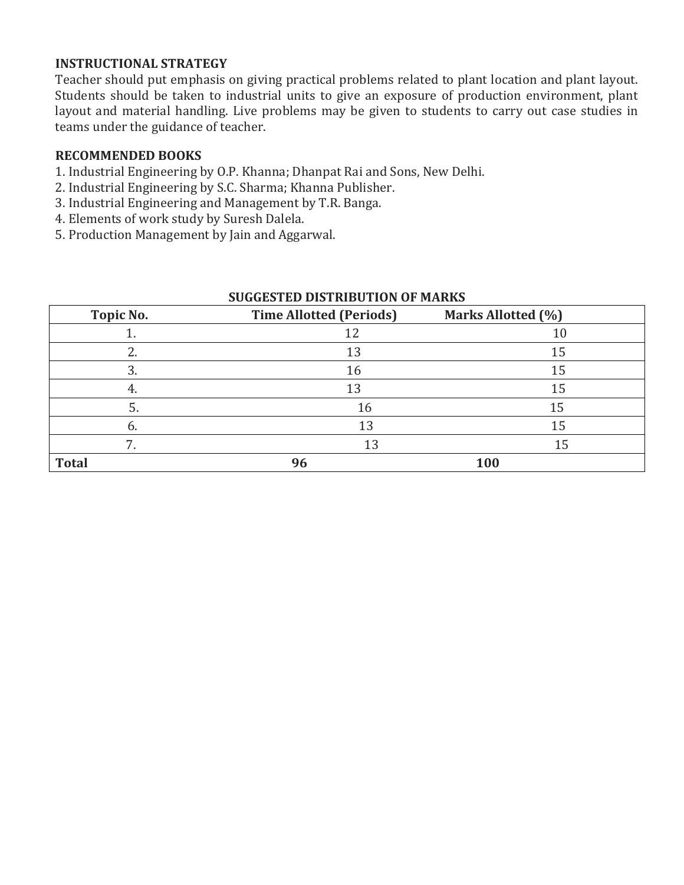**INSTRUCTIONAL STRATEGY**

Teacher should put emphasis on giving practical problems related to plant location and plant layout. Students should be taken to industrial units to give an exposure of production environment, plant layout and material handling. Live problems may be given to students to carry out case studies in teams under the guidance of teacher.

**RECOMMENDED BOOKS**

1. Industrial Engineering by O.P. Khanna; Dhanpat Rai and Sons, New Delhi.
2. Industrial Engineering by S.C. Sharma; Khanna Publisher.
3. Industrial Engineering and Management by T.R. Banga.
4. Elements of work study by Suresh Dalela.
5. Production Management by Jain and Aggarwal.

**SUGGESTED DISTRIBUTION OF MARKS**

| Topic No. | Time Allotted (Periods) | Marks Allotted (%) |
|---|---|---|
| 1. | 12 | 10 |
| 2. | 13 | 15 |
| 3. | 16 | 15 |
| 4. | 13 | 15 |
| 5. | 16 | 15 |
| 6. | 13 | 15 |
| 7. | 13 | 15 |
| **Total** | **96** | **100** |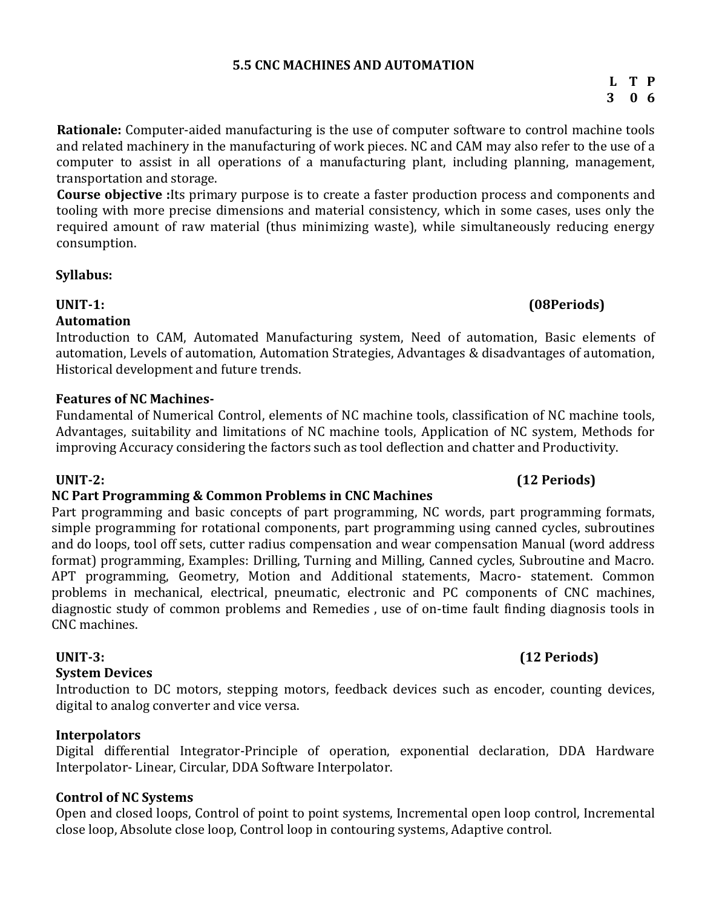## 5.5 CNC MACHINES AND AUTOMATION

| L | T | P |
|---|---|---|
| 3 | 0 | 6 |

**Rationale:** Computer-aided manufacturing is the use of computer software to control machine tools and related machinery in the manufacturing of work pieces. NC and CAM may also refer to the use of a computer to assist in all operations of a manufacturing plant, including planning, management, transportation and storage.

**Course objective :**Its primary purpose is to create a faster production process and components and tooling with more precise dimensions and material consistency, which in some cases, uses only the required amount of raw material (thus minimizing waste), while simultaneously reducing energy consumption.

**Syllabus:**

**UNIT-1: (08Periods)**

**Automation**

Introduction to CAM, Automated Manufacturing system, Need of automation, Basic elements of automation, Levels of automation, Automation Strategies, Advantages & disadvantages of automation, Historical development and future trends.

**Features of NC Machines-**

Fundamental of Numerical Control, elements of NC machine tools, classification of NC machine tools, Advantages, suitability and limitations of NC machine tools, Application of NC system, Methods for improving Accuracy considering the factors such as tool deflection and chatter and Productivity.

**UNIT-2: (12 Periods)**

**NC Part Programming & Common Problems in CNC Machines**

Part programming and basic concepts of part programming, NC words, part programming formats, simple programming for rotational components, part programming using canned cycles, subroutines and do loops, tool off sets, cutter radius compensation and wear compensation Manual (word address format) programming, Examples: Drilling, Turning and Milling, Canned cycles, Subroutine and Macro. APT programming, Geometry, Motion and Additional statements, Macro- statement. Common problems in mechanical, electrical, pneumatic, electronic and PC components of CNC machines, diagnostic study of common problems and Remedies , use of on-time fault finding diagnosis tools in CNC machines.

**UNIT-3: (12 Periods)**

**System Devices**

Introduction to DC motors, stepping motors, feedback devices such as encoder, counting devices, digital to analog converter and vice versa.

**Interpolators**

Digital differential Integrator-Principle of operation, exponential declaration, DDA Hardware Interpolator- Linear, Circular, DDA Software Interpolator.

**Control of NC Systems**

Open and closed loops, Control of point to point systems, Incremental open loop control, Incremental close loop, Absolute close loop, Control loop in contouring systems, Adaptive control.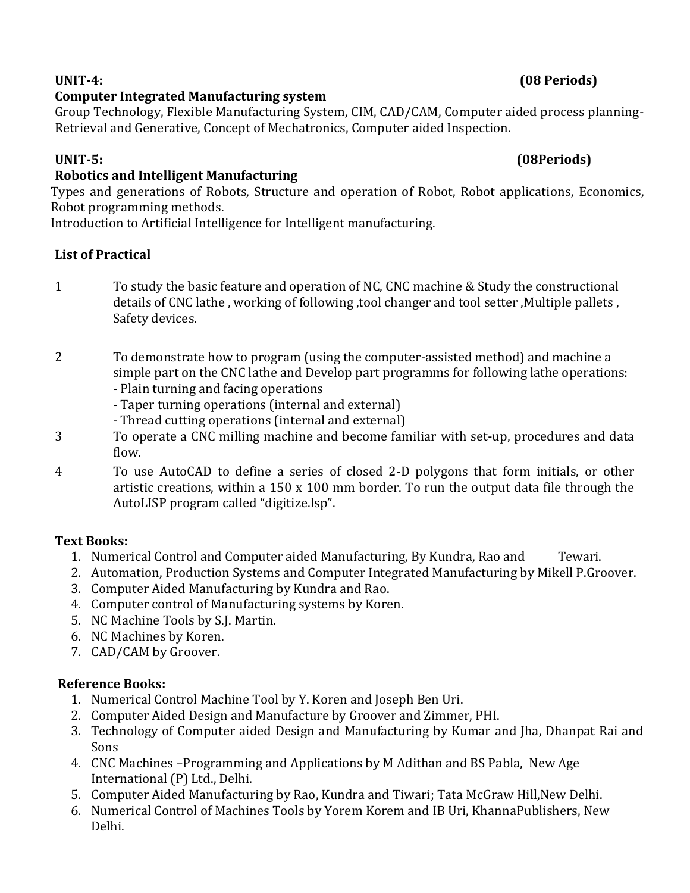**UNIT-4: (08 Periods)**

**Computer Integrated Manufacturing system**

Group Technology, Flexible Manufacturing System, CIM, CAD/CAM, Computer aided process planning-Retrieval and Generative, Concept of Mechatronics, Computer aided Inspection.

**UNIT-5: (08Periods)**

**Robotics and Intelligent Manufacturing**

Types and generations of Robots, Structure and operation of Robot, Robot applications, Economics, Robot programming methods.

Introduction to Artificial Intelligence for Intelligent manufacturing.

**List of Practical**

1. To study the basic feature and operation of NC, CNC machine & Study the constructional details of CNC lathe , working of following ,tool changer and tool setter ,Multiple pallets , Safety devices.
2. To demonstrate how to program (using the computer-assisted method) and machine a simple part on the CNC lathe and Develop part programms for following lathe operations:
   - Plain turning and facing operations
   - Taper turning operations (internal and external)
   - Thread cutting operations (internal and external)
3. To operate a CNC milling machine and become familiar with set-up, procedures and data flow.
4. To use AutoCAD to define a series of closed 2-D polygons that form initials, or other artistic creations, within a 150 x 100 mm border. To run the output data file through the AutoLISP program called "digitize.lsp".

**Text Books:**

1. Numerical Control and Computer aided Manufacturing, By Kundra, Rao and Tewari.
2. Automation, Production Systems and Computer Integrated Manufacturing by Mikell P.Groover.
3. Computer Aided Manufacturing by Kundra and Rao.
4. Computer control of Manufacturing systems by Koren.
5. NC Machine Tools by S.J. Martin.
6. NC Machines by Koren.
7. CAD/CAM by Groover.

**Reference Books:**

1. Numerical Control Machine Tool by Y. Koren and Joseph Ben Uri.
2. Computer Aided Design and Manufacture by Groover and Zimmer, PHI.
3. Technology of Computer aided Design and Manufacturing by Kumar and Jha, Dhanpat Rai and Sons
4. CNC Machines –Programming and Applications by M Adithan and BS Pabla, New Age International (P) Ltd., Delhi.
5. Computer Aided Manufacturing by Rao, Kundra and Tiwari; Tata McGraw Hill,New Delhi.
6. Numerical Control of Machines Tools by Yorem Korem and IB Uri, KhannaPublishers, New Delhi.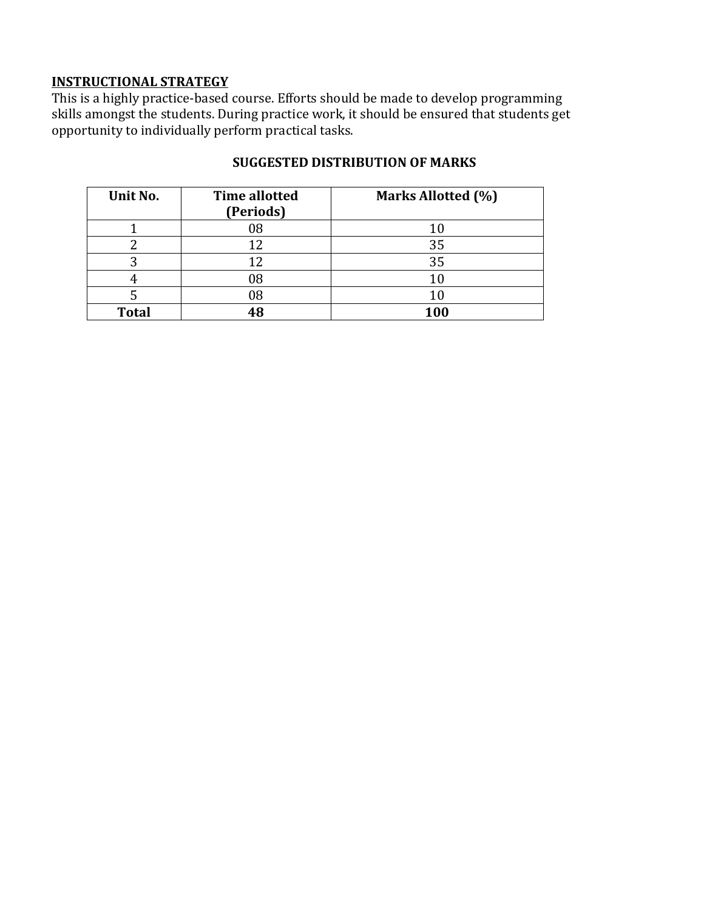**INSTRUCTIONAL STRATEGY**

This is a highly practice-based course. Efforts should be made to develop programming skills amongst the students. During practice work, it should be ensured that students get opportunity to individually perform practical tasks.

**SUGGESTED DISTRIBUTION OF MARKS**

| Unit No. | Time allotted (Periods) | Marks Allotted (%) |
|---|---|---|
| 1 | 08 | 10 |
| 2 | 12 | 35 |
| 3 | 12 | 35 |
| 4 | 08 | 10 |
| 5 | 08 | 10 |
| **Total** | **48** | **100** |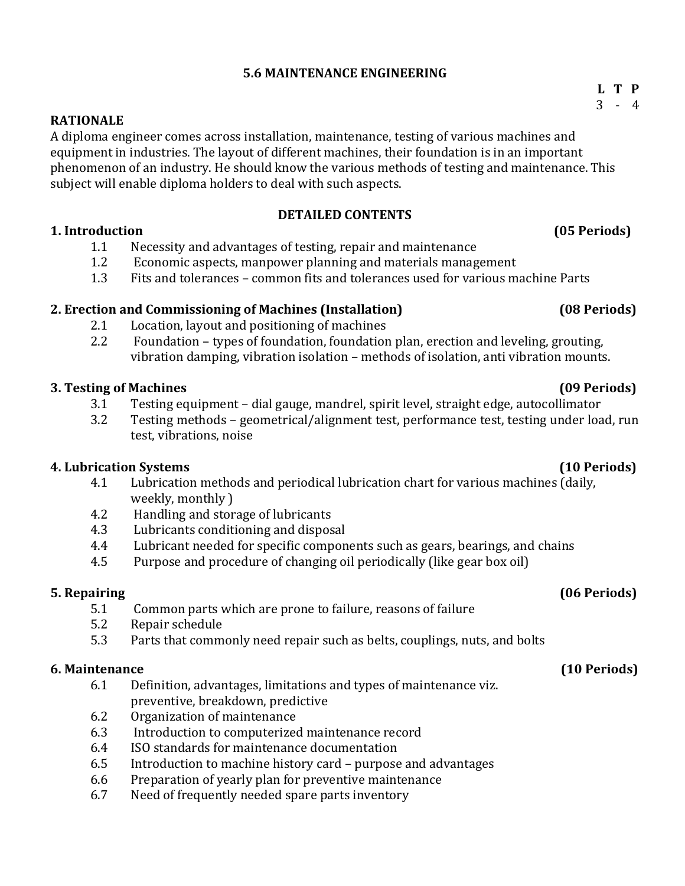## 5.6 MAINTENANCE ENGINEERING

| L | T | P |
|---|---|---|
| 3 | - | 4 |

### RATIONALE

A diploma engineer comes across installation, maintenance, testing of various machines and equipment in industries. The layout of different machines, their foundation is in an important phenomenon of an industry. He should know the various methods of testing and maintenance. This subject will enable diploma holders to deal with such aspects.

### DETAILED CONTENTS

**1. Introduction (05 Periods)**

- 1.1 Necessity and advantages of testing, repair and maintenance
- 1.2 Economic aspects, manpower planning and materials management
- 1.3 Fits and tolerances – common fits and tolerances used for various machine Parts

**2. Erection and Commissioning of Machines (Installation) (08 Periods)**

- 2.1 Location, layout and positioning of machines
- 2.2 Foundation – types of foundation, foundation plan, erection and leveling, grouting, vibration damping, vibration isolation – methods of isolation, anti vibration mounts.

**3. Testing of Machines (09 Periods)**

- 3.1 Testing equipment – dial gauge, mandrel, spirit level, straight edge, autocollimator
- 3.2 Testing methods – geometrical/alignment test, performance test, testing under load, run test, vibrations, noise

**4. Lubrication Systems (10 Periods)**

- 4.1 Lubrication methods and periodical lubrication chart for various machines (daily, weekly, monthly )
- 4.2 Handling and storage of lubricants
- 4.3 Lubricants conditioning and disposal
- 4.4 Lubricant needed for specific components such as gears, bearings, and chains
- 4.5 Purpose and procedure of changing oil periodically (like gear box oil)

**5. Repairing (06 Periods)**

- 5.1 Common parts which are prone to failure, reasons of failure
- 5.2 Repair schedule
- 5.3 Parts that commonly need repair such as belts, couplings, nuts, and bolts

**6. Maintenance (10 Periods)**

- 6.1 Definition, advantages, limitations and types of maintenance viz. preventive, breakdown, predictive
- 6.2 Organization of maintenance
- 6.3 Introduction to computerized maintenance record
- 6.4 ISO standards for maintenance documentation
- 6.5 Introduction to machine history card – purpose and advantages
- 6.6 Preparation of yearly plan for preventive maintenance
- 6.7 Need of frequently needed spare parts inventory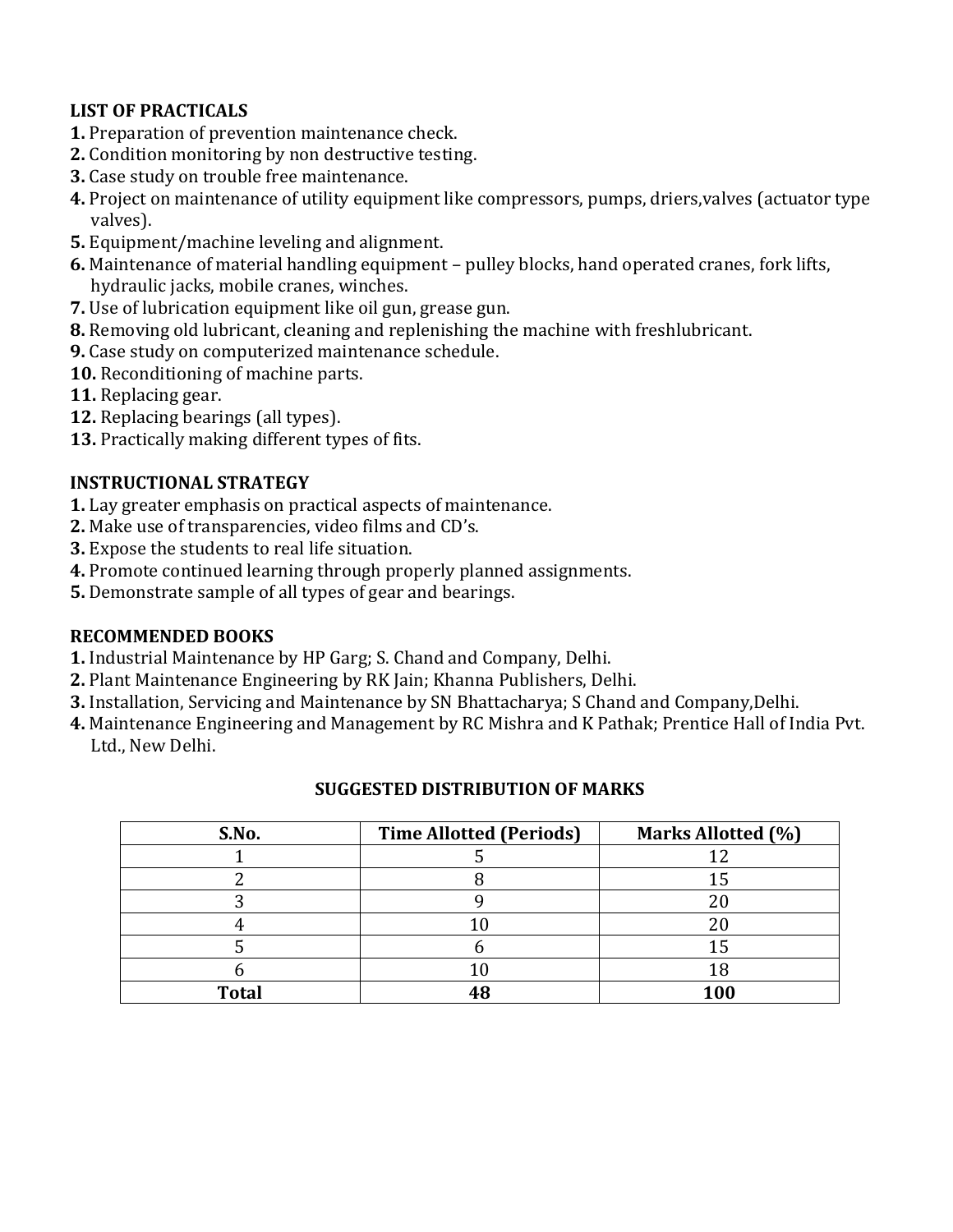## LIST OF PRACTICALS

1. Preparation of prevention maintenance check.
2. Condition monitoring by non destructive testing.
3. Case study on trouble free maintenance.
4. Project on maintenance of utility equipment like compressors, pumps, driers,valves (actuator type valves).
5. Equipment/machine leveling and alignment.
6. Maintenance of material handling equipment – pulley blocks, hand operated cranes, fork lifts, hydraulic jacks, mobile cranes, winches.
7. Use of lubrication equipment like oil gun, grease gun.
8. Removing old lubricant, cleaning and replenishing the machine with freshlubricant.
9. Case study on computerized maintenance schedule.
10. Reconditioning of machine parts.
11. Replacing gear.
12. Replacing bearings (all types).
13. Practically making different types of fits.

## INSTRUCTIONAL STRATEGY

1. Lay greater emphasis on practical aspects of maintenance.
2. Make use of transparencies, video films and CD's.
3. Expose the students to real life situation.
4. Promote continued learning through properly planned assignments.
5. Demonstrate sample of all types of gear and bearings.

## RECOMMENDED BOOKS

1. Industrial Maintenance by HP Garg; S. Chand and Company, Delhi.
2. Plant Maintenance Engineering by RK Jain; Khanna Publishers, Delhi.
3. Installation, Servicing and Maintenance by SN Bhattacharya; S Chand and Company,Delhi.
4. Maintenance Engineering and Management by RC Mishra and K Pathak; Prentice Hall of India Pvt. Ltd., New Delhi.

### SUGGESTED DISTRIBUTION OF MARKS

| S.No. | Time Allotted (Periods) | Marks Allotted (%) |
|---|---|---|
| 1 | 5 | 12 |
| 2 | 8 | 15 |
| 3 | 9 | 20 |
| 4 | 10 | 20 |
| 5 | 6 | 15 |
| 6 | 10 | 18 |
| **Total** | **48** | **100** |